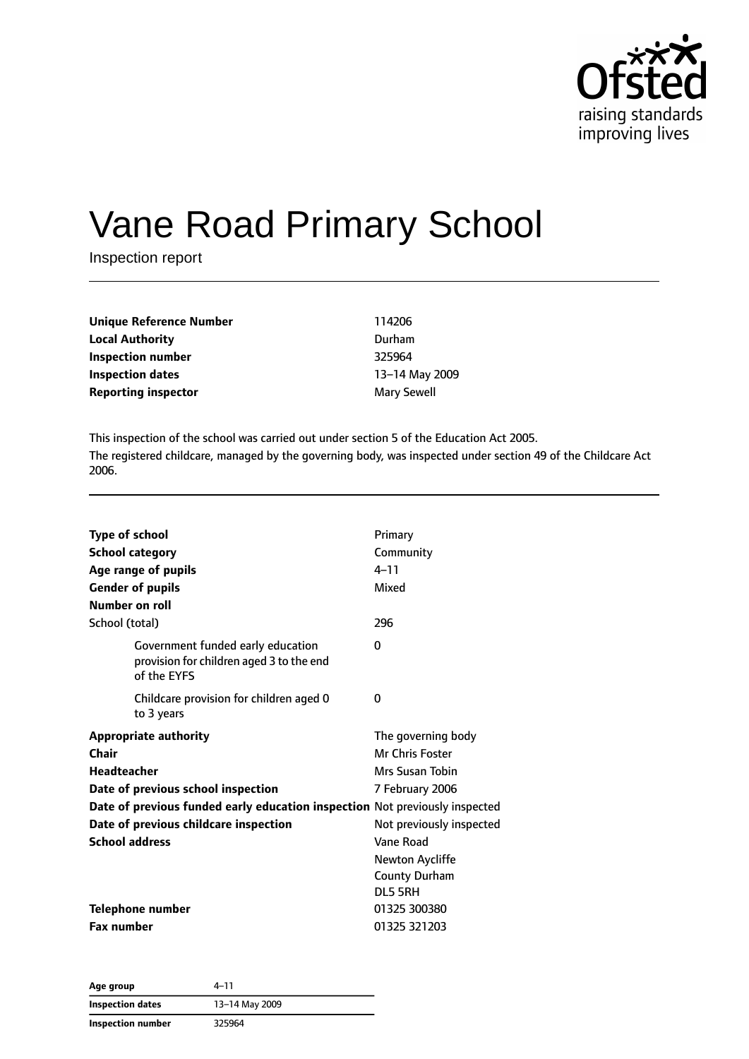# Vane Road Primary School

Inspection report

| | |
|---|---|
| **Unique Reference Number** | 114206 |
| **Local Authority** | Durham |
| **Inspection number** | 325964 |
| **Inspection dates** | 13–14 May 2009 |
| **Reporting inspector** | Mary Sewell |

This inspection of the school was carried out under section 5 of the Education Act 2005.

The registered childcare, managed by the governing body, was inspected under section 49 of the Childcare Act 2006.

| | |
|---|---|
| **Type of school** | Primary |
| **School category** | Community |
| **Age range of pupils** | 4–11 |
| **Gender of pupils** | Mixed |
| **Number on roll** | |
| School (total) | 296 |
| Government funded early education provision for children aged 3 to the end of the EYFS | 0 |
| Childcare provision for children aged 0 to 3 years | 0 |
| **Appropriate authority** | The governing body |
| **Chair** | Mr Chris Foster |
| **Headteacher** | Mrs Susan Tobin |
| **Date of previous school inspection** | 7 February 2006 |
| **Date of previous funded early education inspection** | Not previously inspected |
| **Date of previous childcare inspection** | Not previously inspected |
| **School address** | Vane Road<br>Newton Aycliffe<br>County Durham<br>DL5 5RH |
| **Telephone number** | 01325 300380 |
| **Fax number** | 01325 321203 |

| **Age group** | 4–11 |
|---|---|
| **Inspection dates** | 13–14 May 2009 |
| **Inspection number** | 325964 |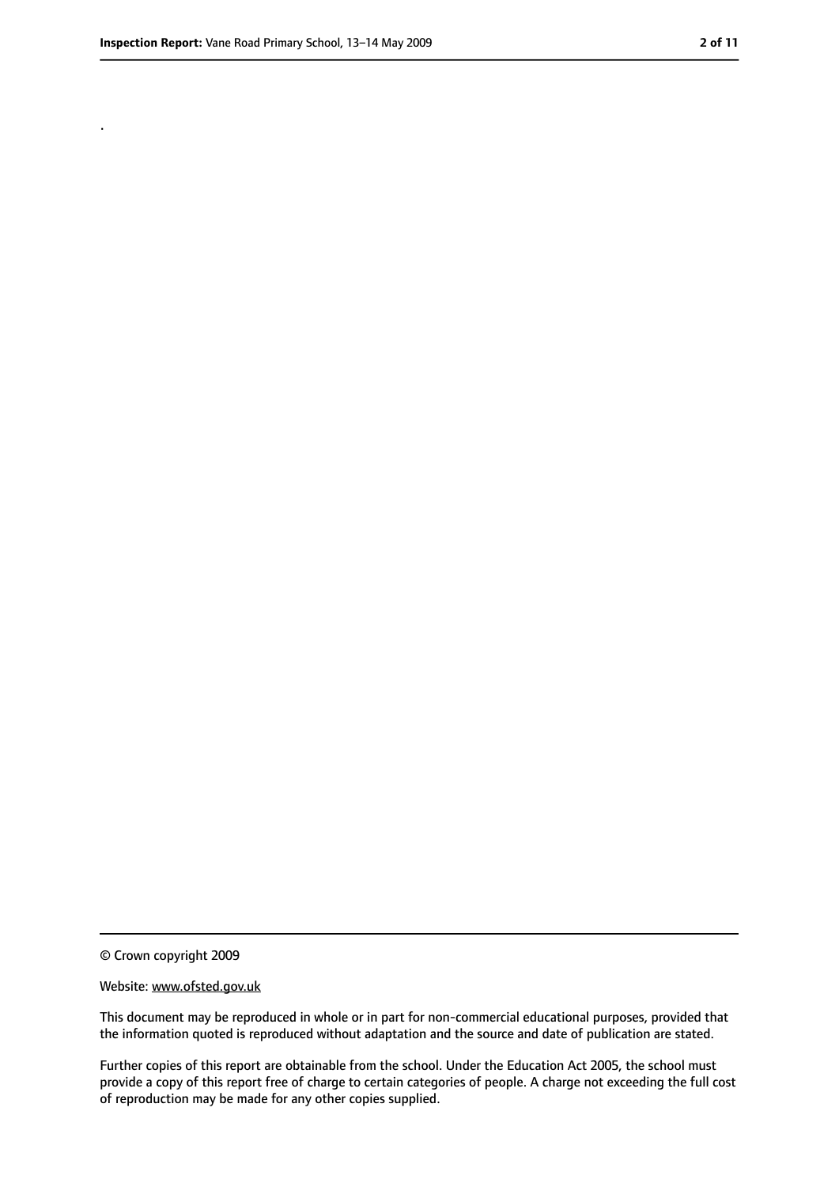.

© Crown copyright 2009

Website: www.ofsted.gov.uk

This document may be reproduced in whole or in part for non-commercial educational purposes, provided that the information quoted is reproduced without adaptation and the source and date of publication are stated.

Further copies of this report are obtainable from the school. Under the Education Act 2005, the school must provide a copy of this report free of charge to certain categories of people. A charge not exceeding the full cost of reproduction may be made for any other copies supplied.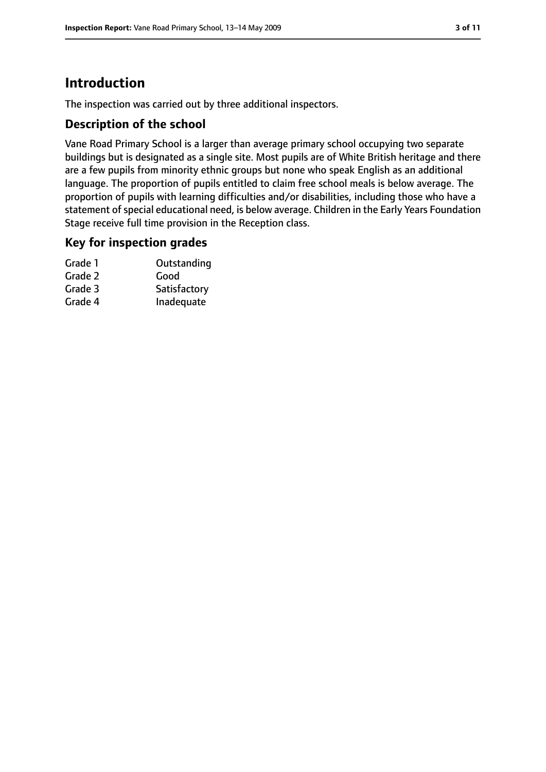# Introduction

The inspection was carried out by three additional inspectors.

## Description of the school

Vane Road Primary School is a larger than average primary school occupying two separate buildings but is designated as a single site. Most pupils are of White British heritage and there are a few pupils from minority ethnic groups but none who speak English as an additional language. The proportion of pupils entitled to claim free school meals is below average. The proportion of pupils with learning difficulties and/or disabilities, including those who have a statement of special educational need, is below average. Children in the Early Years Foundation Stage receive full time provision in the Reception class.

## Key for inspection grades

| | |
|---|---|
| Grade 1 | Outstanding |
| Grade 2 | Good |
| Grade 3 | Satisfactory |
| Grade 4 | Inadequate |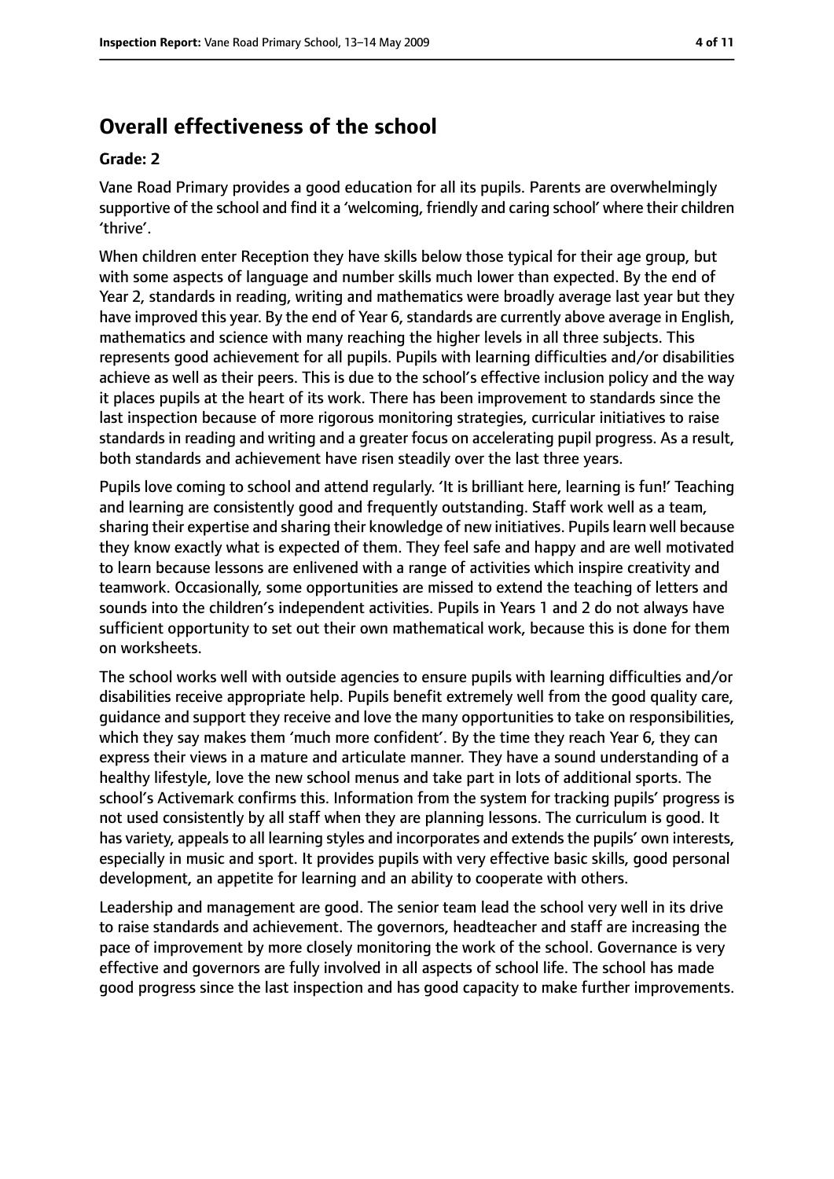## Overall effectiveness of the school

**Grade: 2**

Vane Road Primary provides a good education for all its pupils. Parents are overwhelmingly supportive of the school and find it a 'welcoming, friendly and caring school' where their children 'thrive'.

When children enter Reception they have skills below those typical for their age group, but with some aspects of language and number skills much lower than expected. By the end of Year 2, standards in reading, writing and mathematics were broadly average last year but they have improved this year. By the end of Year 6, standards are currently above average in English, mathematics and science with many reaching the higher levels in all three subjects. This represents good achievement for all pupils. Pupils with learning difficulties and/or disabilities achieve as well as their peers. This is due to the school's effective inclusion policy and the way it places pupils at the heart of its work. There has been improvement to standards since the last inspection because of more rigorous monitoring strategies, curricular initiatives to raise standards in reading and writing and a greater focus on accelerating pupil progress. As a result, both standards and achievement have risen steadily over the last three years.

Pupils love coming to school and attend regularly. 'It is brilliant here, learning is fun!' Teaching and learning are consistently good and frequently outstanding. Staff work well as a team, sharing their expertise and sharing their knowledge of new initiatives. Pupils learn well because they know exactly what is expected of them. They feel safe and happy and are well motivated to learn because lessons are enlivened with a range of activities which inspire creativity and teamwork. Occasionally, some opportunities are missed to extend the teaching of letters and sounds into the children's independent activities. Pupils in Years 1 and 2 do not always have sufficient opportunity to set out their own mathematical work, because this is done for them on worksheets.

The school works well with outside agencies to ensure pupils with learning difficulties and/or disabilities receive appropriate help. Pupils benefit extremely well from the good quality care, guidance and support they receive and love the many opportunities to take on responsibilities, which they say makes them 'much more confident'. By the time they reach Year 6, they can express their views in a mature and articulate manner. They have a sound understanding of a healthy lifestyle, love the new school menus and take part in lots of additional sports. The school's Activemark confirms this. Information from the system for tracking pupils' progress is not used consistently by all staff when they are planning lessons. The curriculum is good. It has variety, appeals to all learning styles and incorporates and extends the pupils' own interests, especially in music and sport. It provides pupils with very effective basic skills, good personal development, an appetite for learning and an ability to cooperate with others.

Leadership and management are good. The senior team lead the school very well in its drive to raise standards and achievement. The governors, headteacher and staff are increasing the pace of improvement by more closely monitoring the work of the school. Governance is very effective and governors are fully involved in all aspects of school life. The school has made good progress since the last inspection and has good capacity to make further improvements.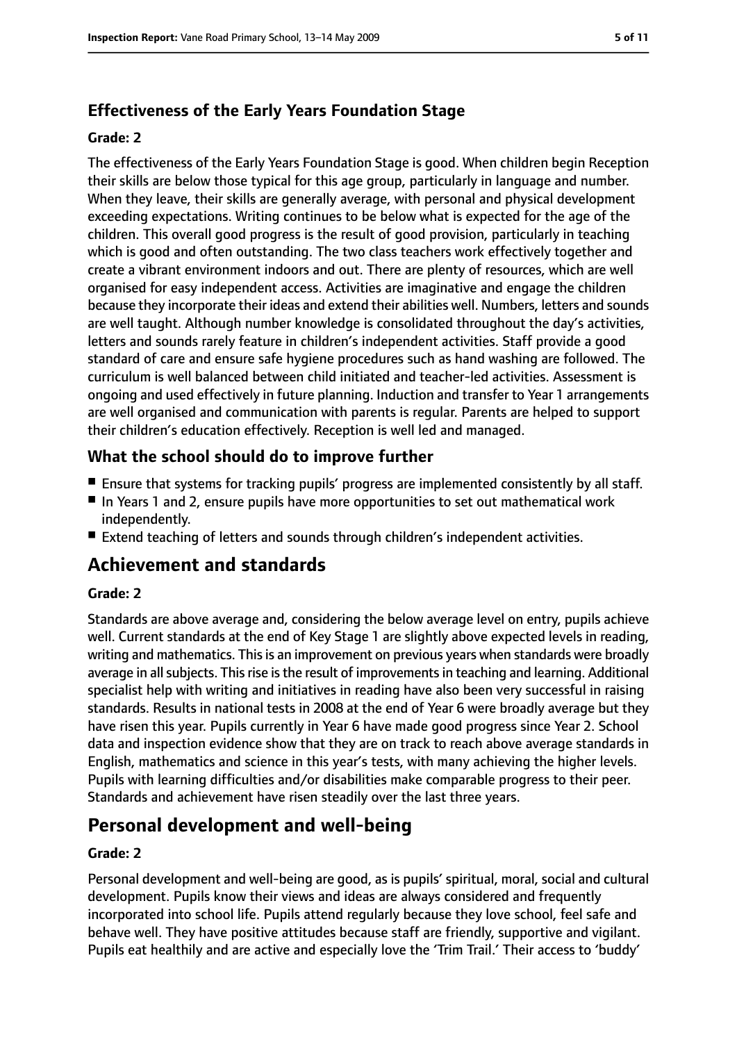### Effectiveness of the Early Years Foundation Stage

#### Grade: 2

The effectiveness of the Early Years Foundation Stage is good. When children begin Reception their skills are below those typical for this age group, particularly in language and number. When they leave, their skills are generally average, with personal and physical development exceeding expectations. Writing continues to be below what is expected for the age of the children. This overall good progress is the result of good provision, particularly in teaching which is good and often outstanding. The two class teachers work effectively together and create a vibrant environment indoors and out. There are plenty of resources, which are well organised for easy independent access. Activities are imaginative and engage the children because they incorporate their ideas and extend their abilities well. Numbers, letters and sounds are well taught. Although number knowledge is consolidated throughout the day's activities, letters and sounds rarely feature in children's independent activities. Staff provide a good standard of care and ensure safe hygiene procedures such as hand washing are followed. The curriculum is well balanced between child initiated and teacher-led activities. Assessment is ongoing and used effectively in future planning. Induction and transfer to Year 1 arrangements are well organised and communication with parents is regular. Parents are helped to support their children's education effectively. Reception is well led and managed.

### What the school should do to improve further

- Ensure that systems for tracking pupils' progress are implemented consistently by all staff.
- In Years 1 and 2, ensure pupils have more opportunities to set out mathematical work independently.
- Extend teaching of letters and sounds through children's independent activities.

## Achievement and standards

#### Grade: 2

Standards are above average and, considering the below average level on entry, pupils achieve well. Current standards at the end of Key Stage 1 are slightly above expected levels in reading, writing and mathematics. This is an improvement on previous years when standards were broadly average in all subjects. This rise is the result of improvements in teaching and learning. Additional specialist help with writing and initiatives in reading have also been very successful in raising standards. Results in national tests in 2008 at the end of Year 6 were broadly average but they have risen this year. Pupils currently in Year 6 have made good progress since Year 2. School data and inspection evidence show that they are on track to reach above average standards in English, mathematics and science in this year's tests, with many achieving the higher levels. Pupils with learning difficulties and/or disabilities make comparable progress to their peer. Standards and achievement have risen steadily over the last three years.

## Personal development and well-being

#### Grade: 2

Personal development and well-being are good, as is pupils' spiritual, moral, social and cultural development. Pupils know their views and ideas are always considered and frequently incorporated into school life. Pupils attend regularly because they love school, feel safe and behave well. They have positive attitudes because staff are friendly, supportive and vigilant. Pupils eat healthily and are active and especially love the 'Trim Trail.' Their access to 'buddy'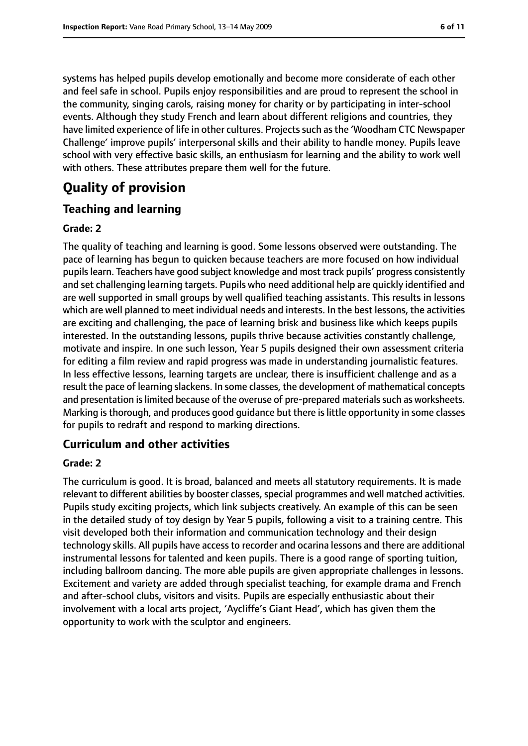systems has helped pupils develop emotionally and become more considerate of each other and feel safe in school. Pupils enjoy responsibilities and are proud to represent the school in the community, singing carols, raising money for charity or by participating in inter-school events. Although they study French and learn about different religions and countries, they have limited experience of life in other cultures. Projects such as the 'Woodham CTC Newspaper Challenge' improve pupils' interpersonal skills and their ability to handle money. Pupils leave school with very effective basic skills, an enthusiasm for learning and the ability to work well with others. These attributes prepare them well for the future.

# Quality of provision

## Teaching and learning

**Grade: 2**

The quality of teaching and learning is good. Some lessons observed were outstanding. The pace of learning has begun to quicken because teachers are more focused on how individual pupils learn. Teachers have good subject knowledge and most track pupils' progress consistently and set challenging learning targets. Pupils who need additional help are quickly identified and are well supported in small groups by well qualified teaching assistants. This results in lessons which are well planned to meet individual needs and interests. In the best lessons, the activities are exciting and challenging, the pace of learning brisk and business like which keeps pupils interested. In the outstanding lessons, pupils thrive because activities constantly challenge, motivate and inspire. In one such lesson, Year 5 pupils designed their own assessment criteria for editing a film review and rapid progress was made in understanding journalistic features. In less effective lessons, learning targets are unclear, there is insufficient challenge and as a result the pace of learning slackens. In some classes, the development of mathematical concepts and presentation is limited because of the overuse of pre-prepared materials such as worksheets. Marking is thorough, and produces good guidance but there is little opportunity in some classes for pupils to redraft and respond to marking directions.

## Curriculum and other activities

**Grade: 2**

The curriculum is good. It is broad, balanced and meets all statutory requirements. It is made relevant to different abilities by booster classes, special programmes and well matched activities. Pupils study exciting projects, which link subjects creatively. An example of this can be seen in the detailed study of toy design by Year 5 pupils, following a visit to a training centre. This visit developed both their information and communication technology and their design technology skills. All pupils have access to recorder and ocarina lessons and there are additional instrumental lessons for talented and keen pupils. There is a good range of sporting tuition, including ballroom dancing. The more able pupils are given appropriate challenges in lessons. Excitement and variety are added through specialist teaching, for example drama and French and after-school clubs, visitors and visits. Pupils are especially enthusiastic about their involvement with a local arts project, 'Aycliffe's Giant Head', which has given them the opportunity to work with the sculptor and engineers.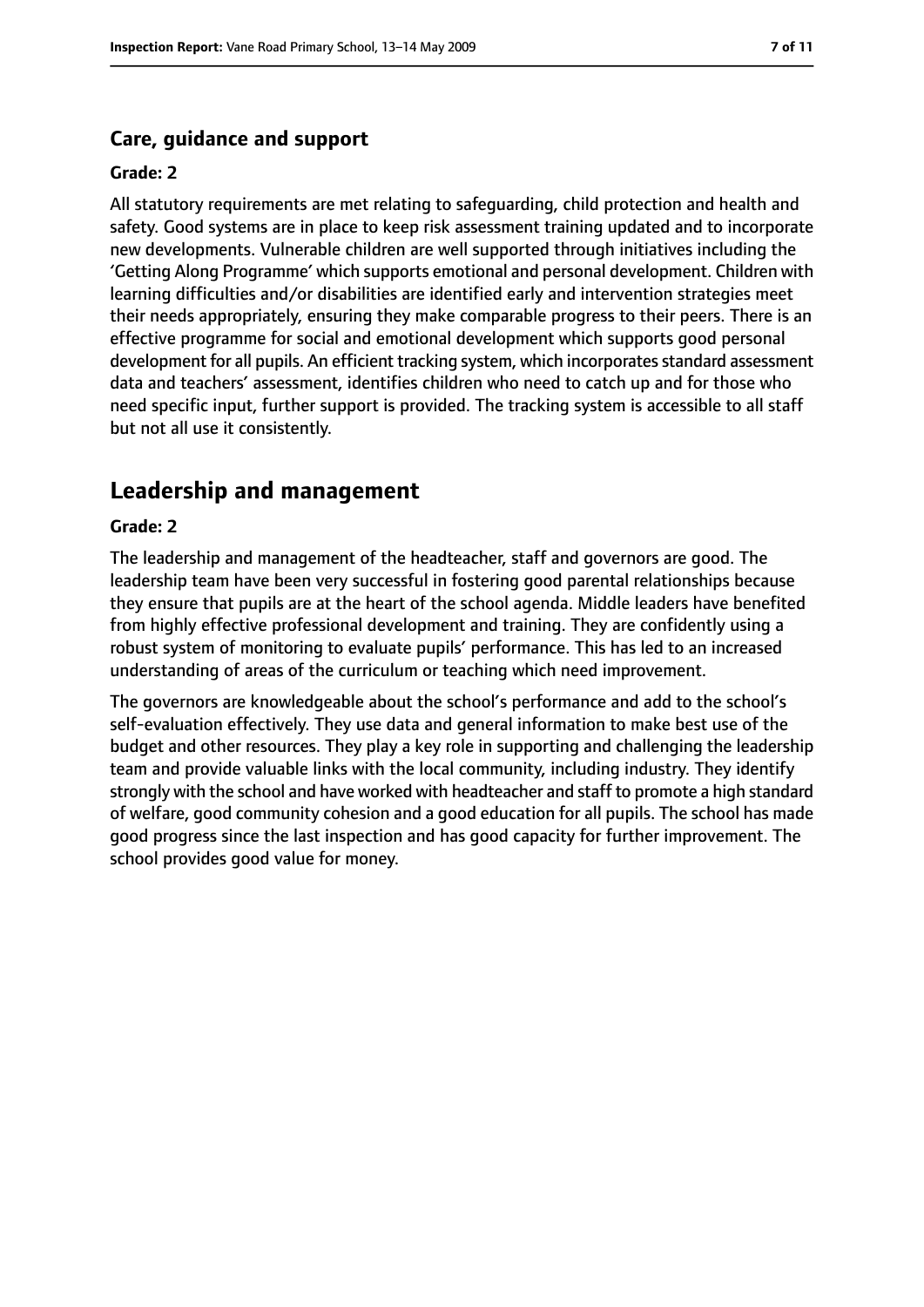### Care, guidance and support

#### Grade: 2

All statutory requirements are met relating to safeguarding, child protection and health and safety. Good systems are in place to keep risk assessment training updated and to incorporate new developments. Vulnerable children are well supported through initiatives including the 'Getting Along Programme' which supports emotional and personal development. Children with learning difficulties and/or disabilities are identified early and intervention strategies meet their needs appropriately, ensuring they make comparable progress to their peers. There is an effective programme for social and emotional development which supports good personal development for all pupils. An efficient tracking system, which incorporates standard assessment data and teachers' assessment, identifies children who need to catch up and for those who need specific input, further support is provided. The tracking system is accessible to all staff but not all use it consistently.

## Leadership and management

#### Grade: 2

The leadership and management of the headteacher, staff and governors are good. The leadership team have been very successful in fostering good parental relationships because they ensure that pupils are at the heart of the school agenda. Middle leaders have benefited from highly effective professional development and training. They are confidently using a robust system of monitoring to evaluate pupils' performance. This has led to an increased understanding of areas of the curriculum or teaching which need improvement.

The governors are knowledgeable about the school's performance and add to the school's self-evaluation effectively. They use data and general information to make best use of the budget and other resources. They play a key role in supporting and challenging the leadership team and provide valuable links with the local community, including industry. They identify strongly with the school and have worked with headteacher and staff to promote a high standard of welfare, good community cohesion and a good education for all pupils. The school has made good progress since the last inspection and has good capacity for further improvement. The school provides good value for money.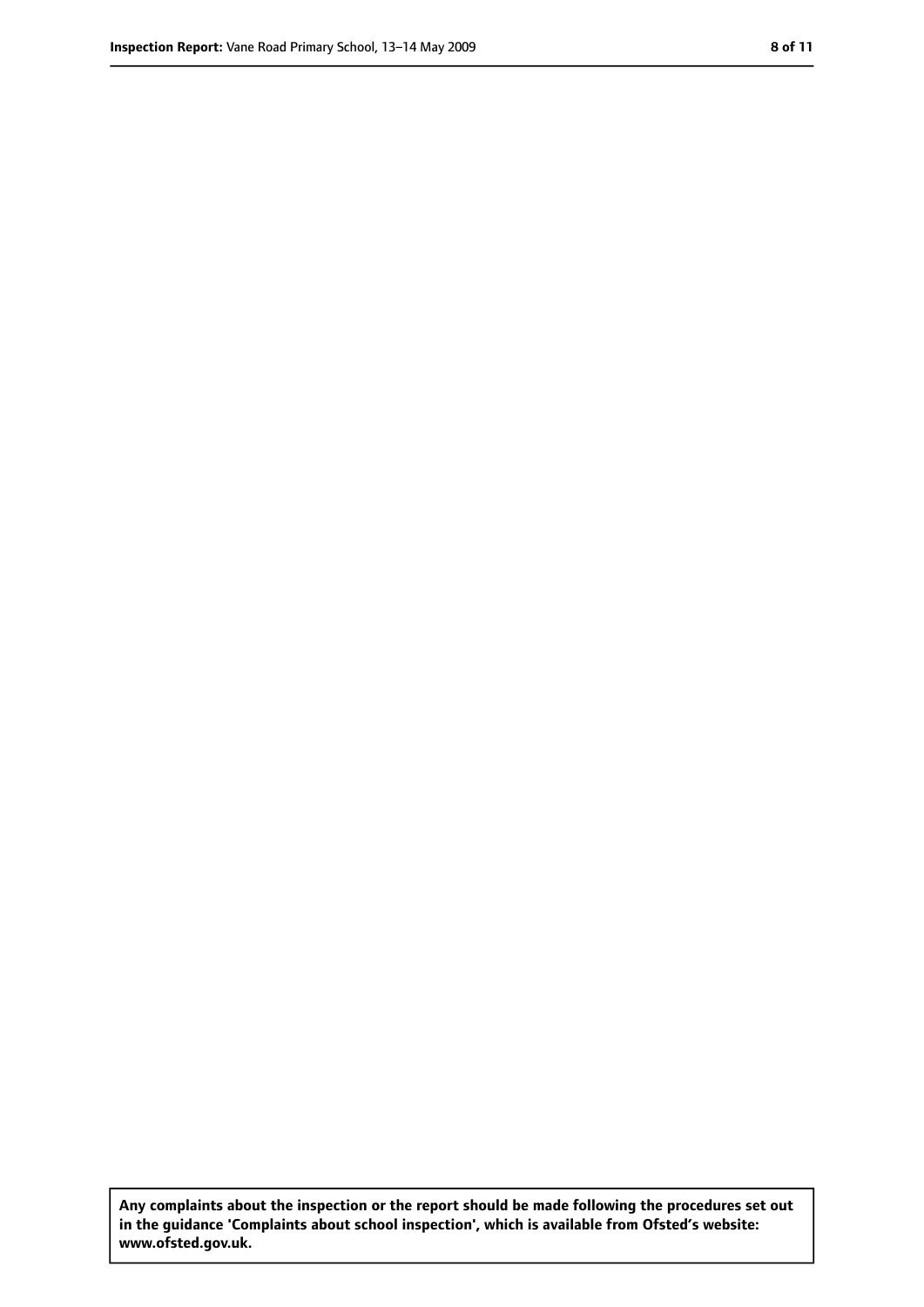**Any complaints about the inspection or the report should be made following the procedures set out in the guidance 'Complaints about school inspection', which is available from Ofsted's website: www.ofsted.gov.uk.**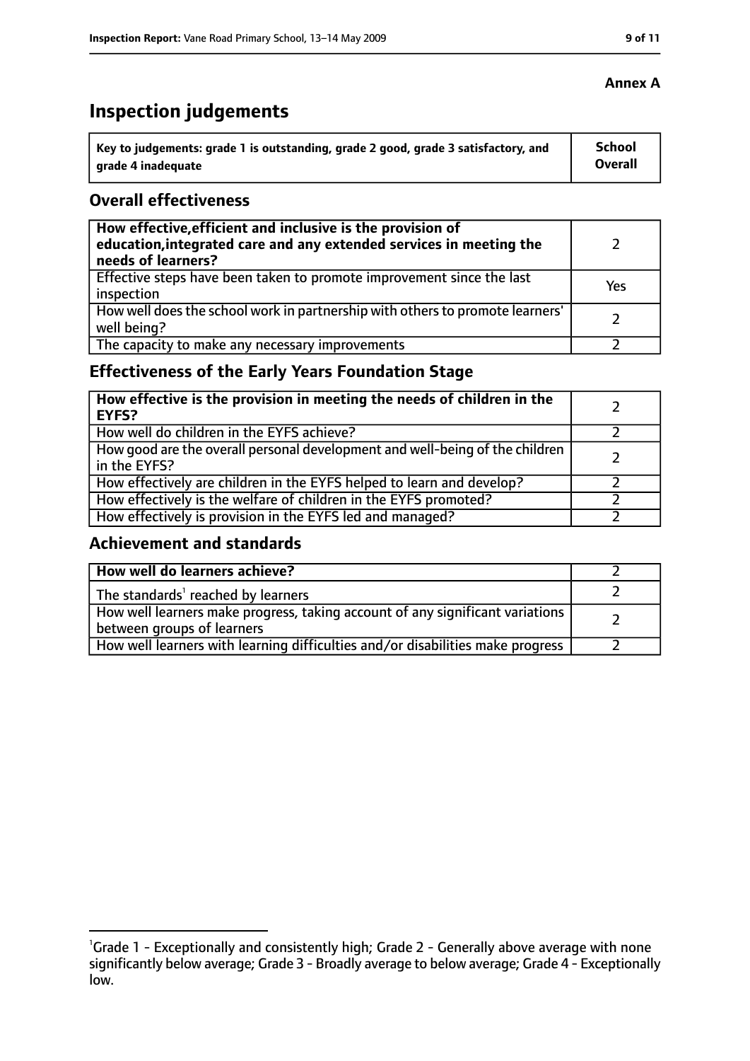**Annex A**

# Inspection judgements

| Key to judgements: grade 1 is outstanding, grade 2 good, grade 3 satisfactory, and grade 4 inadequate | School Overall |
|---|---|

## Overall effectiveness

| | |
|---|---|
| **How effective, efficient and inclusive is the provision of education, integrated care and any extended services in meeting the needs of learners?** | 2 |
| Effective steps have been taken to promote improvement since the last inspection | Yes |
| How well does the school work in partnership with others to promote learners' well being? | 2 |
| The capacity to make any necessary improvements | 2 |

## Effectiveness of the Early Years Foundation Stage

| | |
|---|---|
| **How effective is the provision in meeting the needs of children in the EYFS?** | 2 |
| How well do children in the EYFS achieve? | 2 |
| How good are the overall personal development and well-being of the children in the EYFS? | 2 |
| How effectively are children in the EYFS helped to learn and develop? | 2 |
| How effectively is the welfare of children in the EYFS promoted? | 2 |
| How effectively is provision in the EYFS led and managed? | 2 |

## Achievement and standards

| | |
|---|---|
| **How well do learners achieve?** | 2 |
| The standards[1] reached by learners | 2 |
| How well learners make progress, taking account of any significant variations between groups of learners | 2 |
| How well learners with learning difficulties and/or disabilities make progress | 2 |

[1]Grade 1 - Exceptionally and consistently high; Grade 2 - Generally above average with none significantly below average; Grade 3 - Broadly average to below average; Grade 4 - Exceptionally low.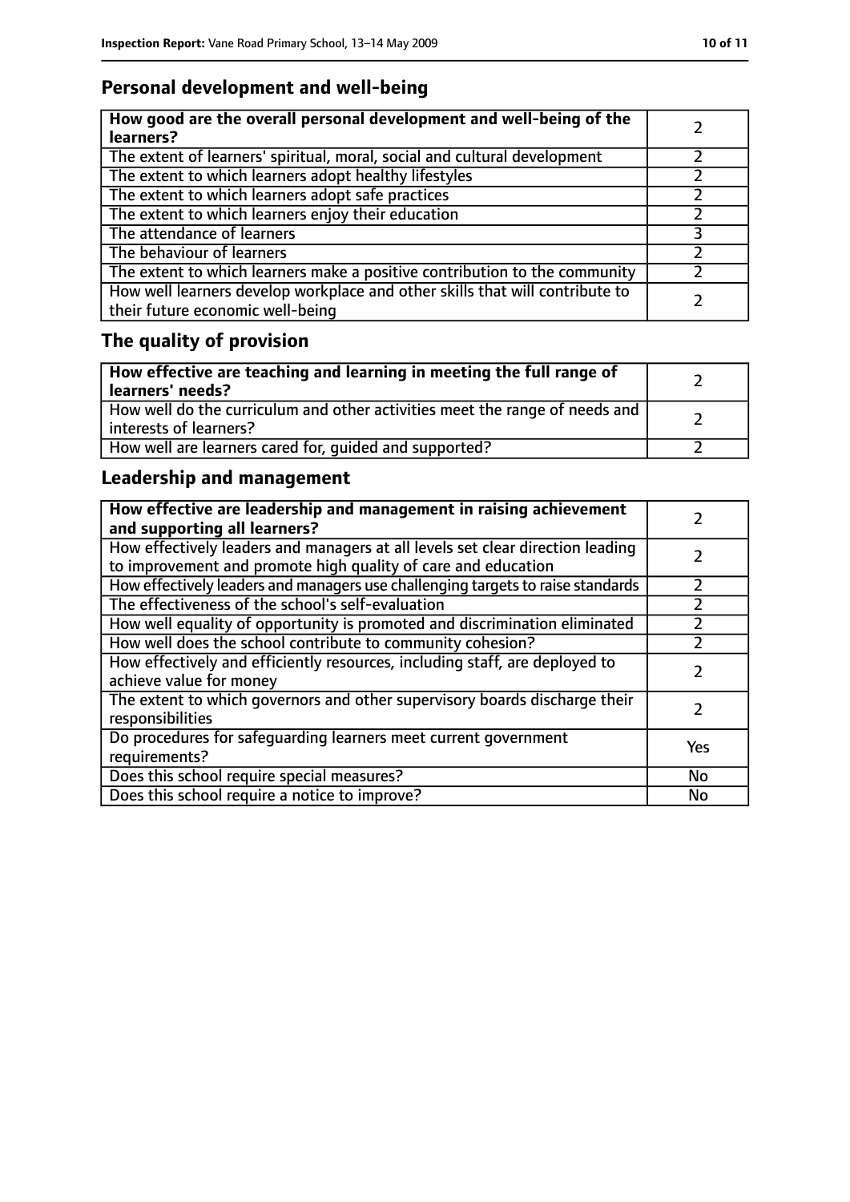## Personal development and well-being

| How good are the overall personal development and well-being of the learners? | 2 |
|---|---|
| The extent of learners' spiritual, moral, social and cultural development | 2 |
| The extent to which learners adopt healthy lifestyles | 2 |
| The extent to which learners adopt safe practices | 2 |
| The extent to which learners enjoy their education | 2 |
| The attendance of learners | 3 |
| The behaviour of learners | 2 |
| The extent to which learners make a positive contribution to the community | 2 |
| How well learners develop workplace and other skills that will contribute to their future economic well-being | 2 |

## The quality of provision

| How effective are teaching and learning in meeting the full range of learners' needs? | 2 |
|---|---|
| How well do the curriculum and other activities meet the range of needs and interests of learners? | 2 |
| How well are learners cared for, guided and supported? | 2 |

## Leadership and management

| How effective are leadership and management in raising achievement and supporting all learners? | 2 |
|---|---|
| How effectively leaders and managers at all levels set clear direction leading to improvement and promote high quality of care and education | 2 |
| How effectively leaders and managers use challenging targets to raise standards | 2 |
| The effectiveness of the school's self-evaluation | 2 |
| How well equality of opportunity is promoted and discrimination eliminated | 2 |
| How well does the school contribute to community cohesion? | 2 |
| How effectively and efficiently resources, including staff, are deployed to achieve value for money | 2 |
| The extent to which governors and other supervisory boards discharge their responsibilities | 2 |
| Do procedures for safeguarding learners meet current government requirements? | Yes |
| Does this school require special measures? | No |
| Does this school require a notice to improve? | No |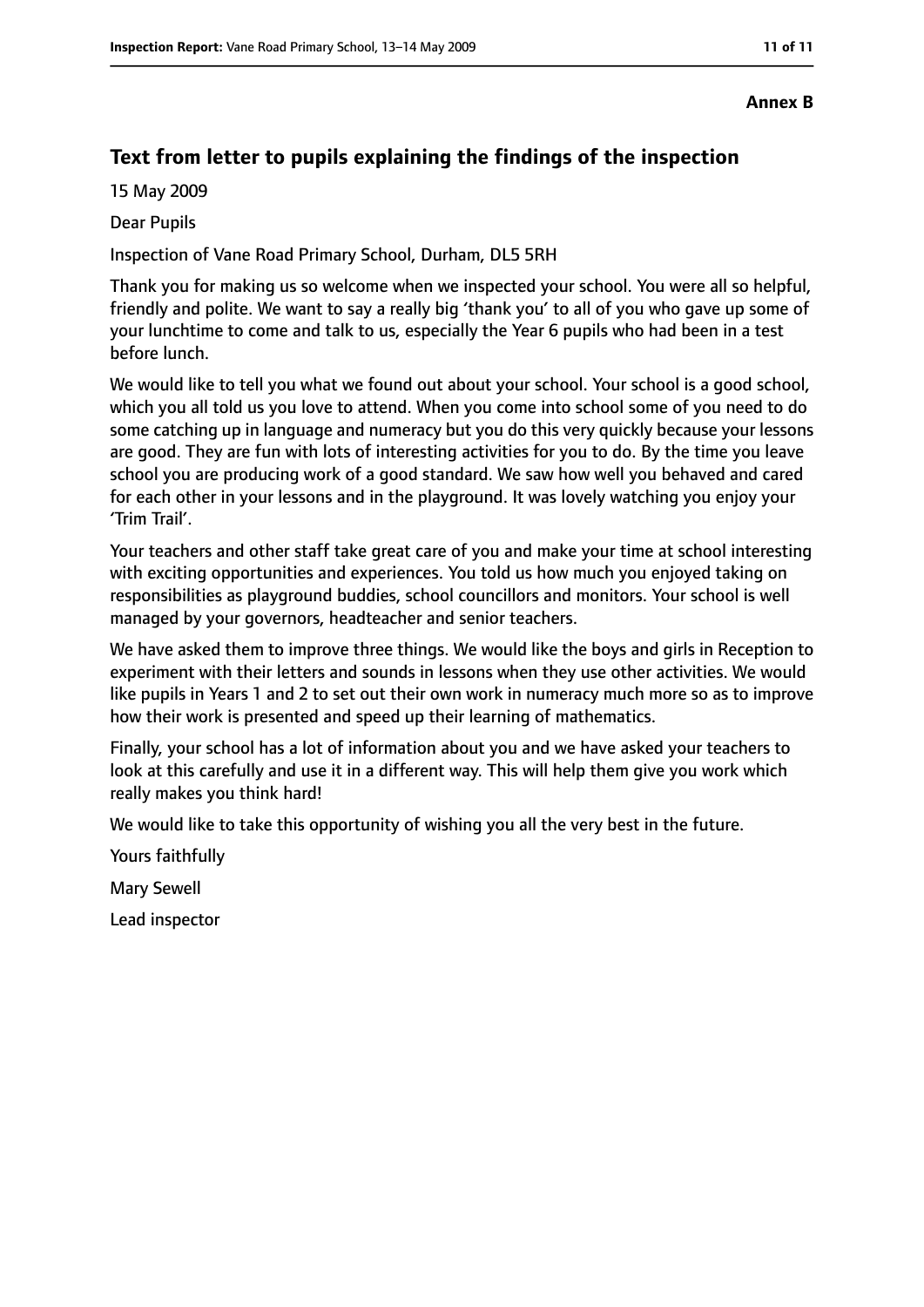**Annex B**

## Text from letter to pupils explaining the findings of the inspection

15 May 2009

Dear Pupils

Inspection of Vane Road Primary School, Durham, DL5 5RH

Thank you for making us so welcome when we inspected your school. You were all so helpful, friendly and polite. We want to say a really big 'thank you' to all of you who gave up some of your lunchtime to come and talk to us, especially the Year 6 pupils who had been in a test before lunch.

We would like to tell you what we found out about your school. Your school is a good school, which you all told us you love to attend. When you come into school some of you need to do some catching up in language and numeracy but you do this very quickly because your lessons are good. They are fun with lots of interesting activities for you to do. By the time you leave school you are producing work of a good standard. We saw how well you behaved and cared for each other in your lessons and in the playground. It was lovely watching you enjoy your 'Trim Trail'.

Your teachers and other staff take great care of you and make your time at school interesting with exciting opportunities and experiences. You told us how much you enjoyed taking on responsibilities as playground buddies, school councillors and monitors. Your school is well managed by your governors, headteacher and senior teachers.

We have asked them to improve three things. We would like the boys and girls in Reception to experiment with their letters and sounds in lessons when they use other activities. We would like pupils in Years 1 and 2 to set out their own work in numeracy much more so as to improve how their work is presented and speed up their learning of mathematics.

Finally, your school has a lot of information about you and we have asked your teachers to look at this carefully and use it in a different way. This will help them give you work which really makes you think hard!

We would like to take this opportunity of wishing you all the very best in the future.

Yours faithfully

Mary Sewell

Lead inspector